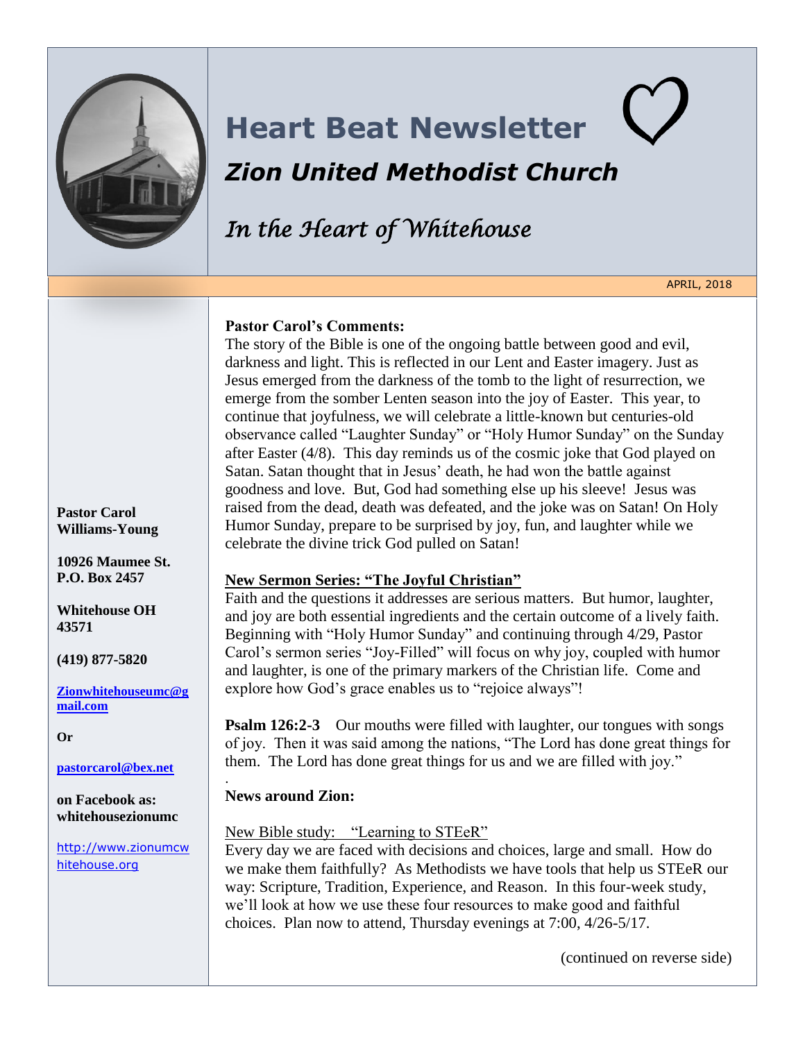# Heart Beat Newsletter

## *Zion United Methodist Church*

*In the Heart of Whitehouse*

APRIL, 2018

**Pastor Carol Williams-Young**

**10926 Maumee St.**
**P.O. Box 2457**

**Whitehouse OH 43571**

**(419) 877-5820**

**Zionwhitehouseumc@gmail.com**

**Or**

**pastorcarol@bex.net**

**on Facebook as: whitehousezionumc**

http://www.zionumcwhitehouse.org

**Pastor Carol's Comments:**

The story of the Bible is one of the ongoing battle between good and evil, darkness and light. This is reflected in our Lent and Easter imagery. Just as Jesus emerged from the darkness of the tomb to the light of resurrection, we emerge from the somber Lenten season into the joy of Easter. This year, to continue that joyfulness, we will celebrate a little-known but centuries-old observance called "Laughter Sunday" or "Holy Humor Sunday" on the Sunday after Easter (4/8). This day reminds us of the cosmic joke that God played on Satan. Satan thought that in Jesus' death, he had won the battle against goodness and love. But, God had something else up his sleeve! Jesus was raised from the dead, death was defeated, and the joke was on Satan! On Holy Humor Sunday, prepare to be surprised by joy, fun, and laughter while we celebrate the divine trick God pulled on Satan!

**New Sermon Series: "The Joyful Christian"**

Faith and the questions it addresses are serious matters. But humor, laughter, and joy are both essential ingredients and the certain outcome of a lively faith. Beginning with "Holy Humor Sunday" and continuing through 4/29, Pastor Carol's sermon series "Joy-Filled" will focus on why joy, coupled with humor and laughter, is one of the primary markers of the Christian life. Come and explore how God's grace enables us to "rejoice always"!

**Psalm 126:2-3** Our mouths were filled with laughter, our tongues with songs of joy. Then it was said among the nations, "The Lord has done great things for them. The Lord has done great things for us and we are filled with joy."

**News around Zion:**

New Bible study: "Learning to STEeR"

Every day we are faced with decisions and choices, large and small. How do we make them faithfully? As Methodists we have tools that help us STEeR our way: Scripture, Tradition, Experience, and Reason. In this four-week study, we'll look at how we use these four resources to make good and faithful choices. Plan now to attend, Thursday evenings at 7:00, 4/26-5/17.

(continued on reverse side)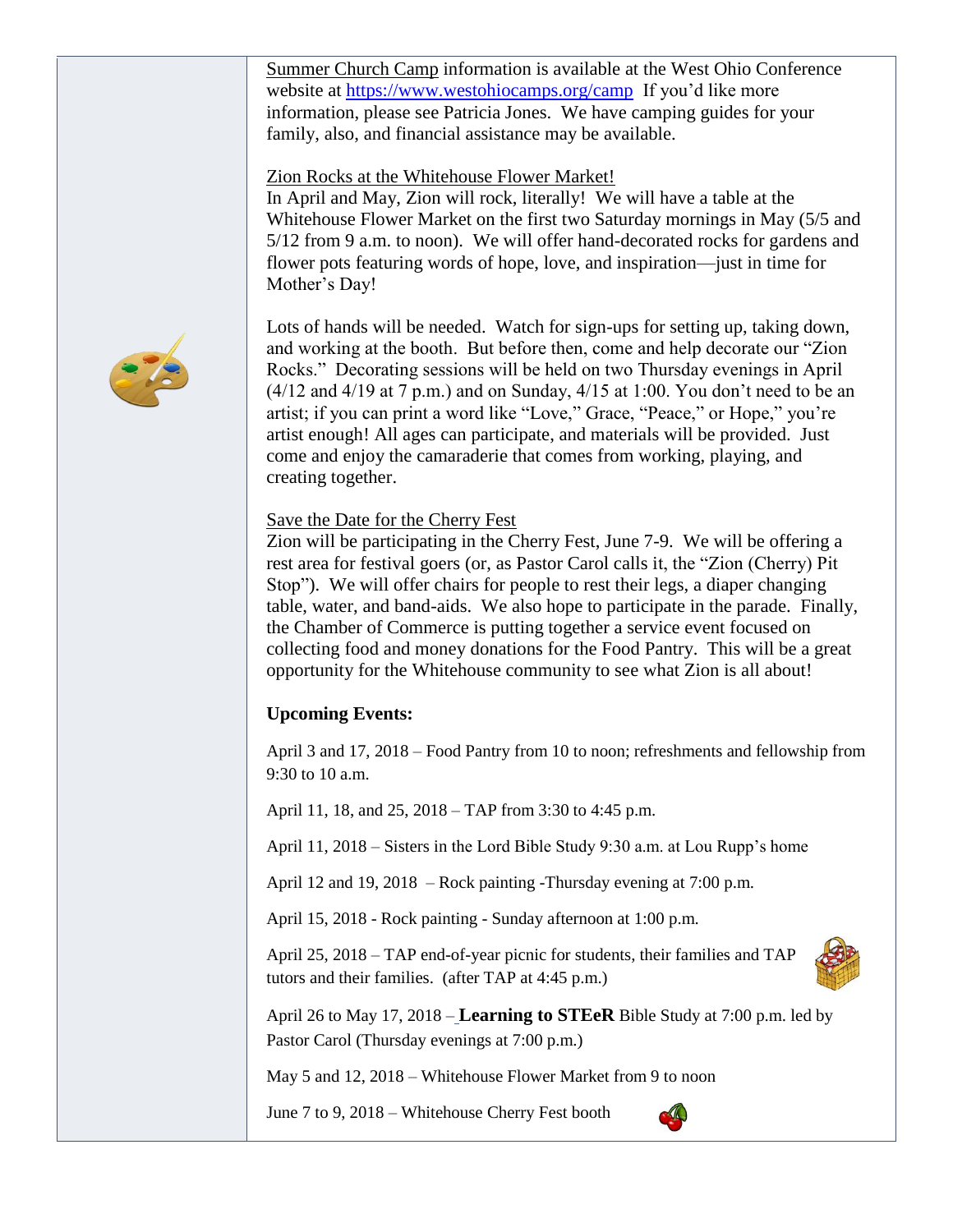Summer Church Camp information is available at the West Ohio Conference website at https://www.westohiocamps.org/camp If you'd like more information, please see Patricia Jones. We have camping guides for your family, also, and financial assistance may be available.

Zion Rocks at the Whitehouse Flower Market!

In April and May, Zion will rock, literally! We will have a table at the Whitehouse Flower Market on the first two Saturday mornings in May (5/5 and 5/12 from 9 a.m. to noon). We will offer hand-decorated rocks for gardens and flower pots featuring words of hope, love, and inspiration—just in time for Mother's Day!

Lots of hands will be needed. Watch for sign-ups for setting up, taking down, and working at the booth. But before then, come and help decorate our "Zion Rocks." Decorating sessions will be held on two Thursday evenings in April (4/12 and 4/19 at 7 p.m.) and on Sunday, 4/15 at 1:00. You don't need to be an artist; if you can print a word like "Love," Grace, "Peace," or Hope," you're artist enough! All ages can participate, and materials will be provided. Just come and enjoy the camaraderie that comes from working, playing, and creating together.

Save the Date for the Cherry Fest

Zion will be participating in the Cherry Fest, June 7-9. We will be offering a rest area for festival goers (or, as Pastor Carol calls it, the "Zion (Cherry) Pit Stop"). We will offer chairs for people to rest their legs, a diaper changing table, water, and band-aids. We also hope to participate in the parade. Finally, the Chamber of Commerce is putting together a service event focused on collecting food and money donations for the Food Pantry. This will be a great opportunity for the Whitehouse community to see what Zion is all about!

**Upcoming Events:**

April 3 and 17, 2018 – Food Pantry from 10 to noon; refreshments and fellowship from 9:30 to 10 a.m.

April 11, 18, and 25, 2018 – TAP from 3:30 to 4:45 p.m.

April 11, 2018 – Sisters in the Lord Bible Study 9:30 a.m. at Lou Rupp's home

April 12 and 19, 2018 – Rock painting -Thursday evening at 7:00 p.m.

April 15, 2018 - Rock painting - Sunday afternoon at 1:00 p.m.

April 25, 2018 – TAP end-of-year picnic for students, their families and TAP tutors and their families. (after TAP at 4:45 p.m.)

April 26 to May 17, 2018 – **Learning to STEeR** Bible Study at 7:00 p.m. led by Pastor Carol (Thursday evenings at 7:00 p.m.)

May 5 and 12, 2018 – Whitehouse Flower Market from 9 to noon

June 7 to 9, 2018 – Whitehouse Cherry Fest booth